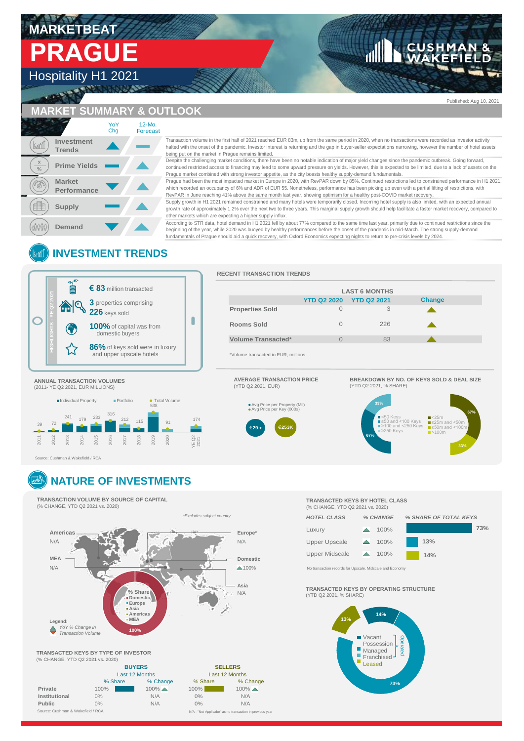# MARKETBEAT
# PRAGUE
## Hospitality H1 2021

Published: Aug 10, 2021

## MARKET SUMMARY & OUTLOOK

| | YoY Chg | 12-Mo. Forecast | |
|---|---|---|---|
| Investment Trends | ▲ | — | Transaction volume in the first half of 2021 reached EUR 83m, up from the same period in 2020, when no transactions were recorded as investor activity halted with the onset of the pandemic. Investor interest is returning and the gap in buyer-seller expectations narrowing, however the number of hotel assets being put on the market in Prague remains limited. |
| Prime Yields | — | ▲ | Despite the challenging market conditions, there have been no notable indication of major yield changes since the pandemic outbreak. Going forward, continued restricted access to financing may lead to some upward pressure on yields. However, this is expected to be limited, due to a lack of assets on the Prague market combined with strong investor appetite, as the city boasts healthy supply-demand fundamentals. |
| Market Performance | ▼ | ▲ | Prague had been the most impacted market in Europe in 2020, with RevPAR down by 85%. Continued restrictions led to constrained performance in H1 2021, which recorded an occupancy of 6% and ADR of EUR 55. Nonetheless, performance has been picking up even with a partial lifting of restrictions, with RevPAR in June reaching 41% above the same month last year, showing optimism for a healthy post-COVID market recovery. |
| Supply | — | ▲ | Supply growth in H1 2021 remained constrained and many hotels were temporarily closed. Incoming hotel supply is also limited, with an expected annual growth rate of approximately 1.2% over the next two to three years. This marginal supply growth should help facilitate a faster market recovery, compared to other markets which are expecting a higher supply influx. |
| Demand | ▼ | ▲ | According to STR data, hotel demand in H1 2021 fell by about 77% compared to the same time last year, primarily due to continued restrictions since the beginning of the year, while 2020 was buoyed by healthy performances before the onset of the pandemic in mid-March. The strong supply-demand fundamentals of Prague should aid a quick recovery, with Oxford Economics expecting nights to return to pre-crisis levels by 2024. |

## INVESTMENT TRENDS

**HIGHLIGHTS - YE Q2 2021**

- **€ 83** million transacted
- **3** properties comprising **226** keys sold
- **100%** of capital was from domestic buyers
- **86%** of keys sold were in luxury and upper upscale hotels

### RECENT TRANSACTION TRENDS

| LAST 6 MONTHS | YTD Q2 2020 | YTD Q2 2021 | Change |
|---|---|---|---|
| Properties Sold | 0 | 3 | ▲ |
| Rooms Sold | 0 | 226 | ▲ |
| Volume Transacted* | 0 | 83 | ▲ |

*Volume transacted in EUR, millions

### ANNUAL TRANSACTION VOLUMES
(2011- YE Q2 2021, EUR MILLIONS)

Individual Property / Portfolio / Total Volume

| Year | Total Volume |
|---|---|
| 2011 | 39 |
| 2012 | 72 |
| 2013 | 241 |
| 2014 | 179 |
| 2015 | 233 |
| 2016 | 316 |
| 2017 | 212 |
| 2018 | 115 |
| 2019 | 538 |
| 2020 | 91 |
| YE Q2 2021 | 174 |

Source: Cushman & Wakefield / RCA

### AVERAGE TRANSACTION PRICE
(YTD Q2 2021, EUR)

- Avg Price per Property (Mil): €29m
- Avg Price per Key (000s): €253K

### BREAKDOWN BY NO. OF KEYS SOLD & DEAL SIZE
(YTD Q2 2021, % SHARE)

- By no. of keys: <50 Keys; ≥50 and <100 Keys; ≥100 and <250 Keys; ≥250 Keys — 33%, 67%
- By deal size: <25m; ≥25m and <50m; ≥50m and <100m; >100m — 67%, 33%

## NATURE OF INVESTMENTS

### TRANSACTION VOLUME BY SOURCE OF CAPITAL
(% CHANGE, YTD Q2 2021 vs. 2020)

*Excludes subject country

| Source | YoY % Change in Transaction Volume |
|---|---|
| Americas | N/A |
| MEA | N/A |
| Europe* | N/A |
| Domestic | ▲100% |
| Asia | N/A |

% Share: Domestic 100%

Legend: YoY % Change in Transaction Volume

### TRANSACTED KEYS BY HOTEL CLASS
(% CHANGE, YTD Q2 2021 vs. 2020)

| HOTEL CLASS | % CHANGE | % SHARE OF TOTAL KEYS |
|---|---|---|
| Luxury | ▲ 100% | 73% |
| Upper Upscale | ▲ 100% | 13% |
| Upper Midscale | ▲ 100% | 14% |

No transaction records for Upscale, Midscale and Economy

### TRANSACTED KEYS BY TYPE OF INVESTOR
(% CHANGE, YTD Q2 2021 vs. 2020)

| | BUYERS Last 12 Months % Share | BUYERS % Change | SELLERS Last 12 Months % Share | SELLERS % Change |
|---|---|---|---|---|
| Private | 100% | 100% ▲ | 100% | 100% ▲ |
| Institutional | 0% | N/A | 0% | N/A |
| Public | 0% | N/A | 0% | N/A |

Source: Cushman & Wakefield / RCA

N/A - "Not Applicabe" as no transaction in previous year

### TRANSACTED KEYS BY OPERATING STRUCTURE
(YTD Q2 2021, % SHARE)

- Operated: Vacant Possession; Managed; Franchised
- Leased

73%, 14%, 13%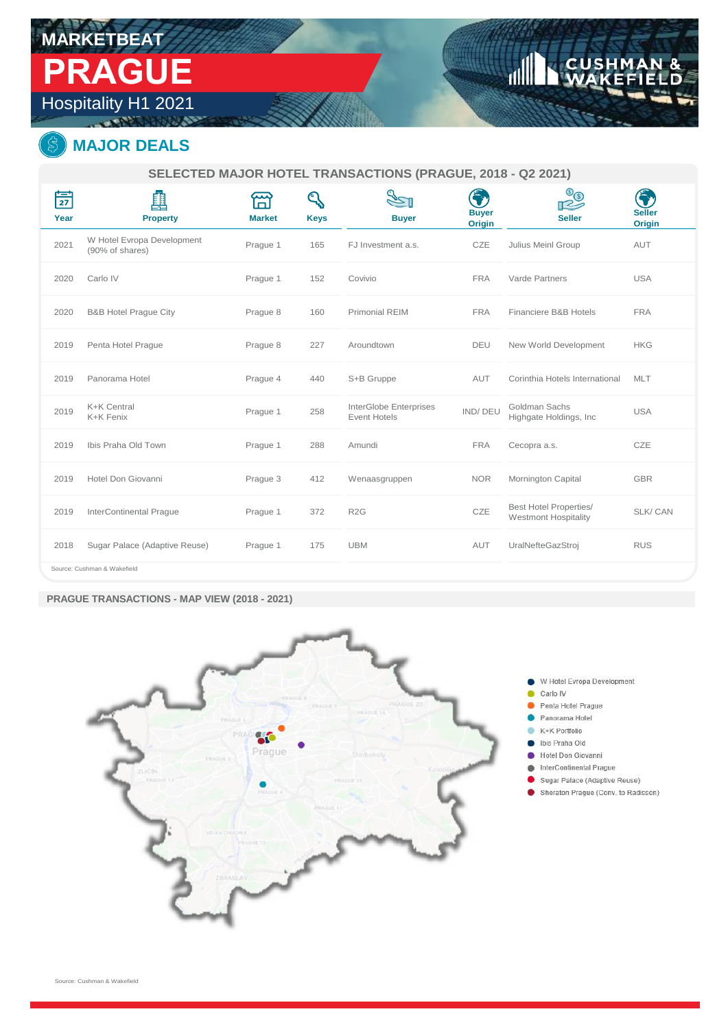MARKETBEAT

# PRAGUE

Hospitality H1 2021

## MAJOR DEALS

**SELECTED MAJOR HOTEL TRANSACTIONS (PRAGUE, 2018 - Q2 2021)**

| Year | Property | Market | Keys | Buyer | Buyer Origin | Seller | Seller Origin |
|---|---|---|---|---|---|---|---|
| 2021 | W Hotel Evropa Development (90% of shares) | Prague 1 | 165 | FJ Investment a.s. | CZE | Julius Meinl Group | AUT |
| 2020 | Carlo IV | Prague 1 | 152 | Covivio | FRA | Varde Partners | USA |
| 2020 | B&B Hotel Prague City | Prague 8 | 160 | Primonial REIM | FRA | Financiere B&B Hotels | FRA |
| 2019 | Penta Hotel Prague | Prague 8 | 227 | Aroundtown | DEU | New World Development | HKG |
| 2019 | Panorama Hotel | Prague 4 | 440 | S+B Gruppe | AUT | Corinthia Hotels International | MLT |
| 2019 | K+K Central K+K Fenix | Prague 1 | 258 | InterGlobe Enterprises Event Hotels | IND/ DEU | Goldman Sachs Highgate Holdings, Inc | USA |
| 2019 | Ibis Praha Old Town | Prague 1 | 288 | Amundi | FRA | Cecopra a.s. | CZE |
| 2019 | Hotel Don Giovanni | Prague 3 | 412 | Wenaasgruppen | NOR | Mornington Capital | GBR |
| 2019 | InterContinental Prague | Prague 1 | 372 | R2G | CZE | Best Hotel Properties/ Westmont Hospitality | SLK/ CAN |
| 2018 | Sugar Palace (Adaptive Reuse) | Prague 1 | 175 | UBM | AUT | UralNefteGazStroj | RUS |

Source: Cushman & Wakefield

**PRAGUE TRANSACTIONS - MAP VIEW (2018 - 2021)**

- W Hotel Evropa Development
- Carlo IV
- Penta Hotel Prague
- Panorama Hotel
- K+K Portfolio
- Ibis Praha Old
- Hotel Don Giovanni
- InterContinental Prague
- Sugar Palace (Adaptive Reuse)
- Sheraton Prague (Conv. to Radisson)

Source: Cushman & Wakefield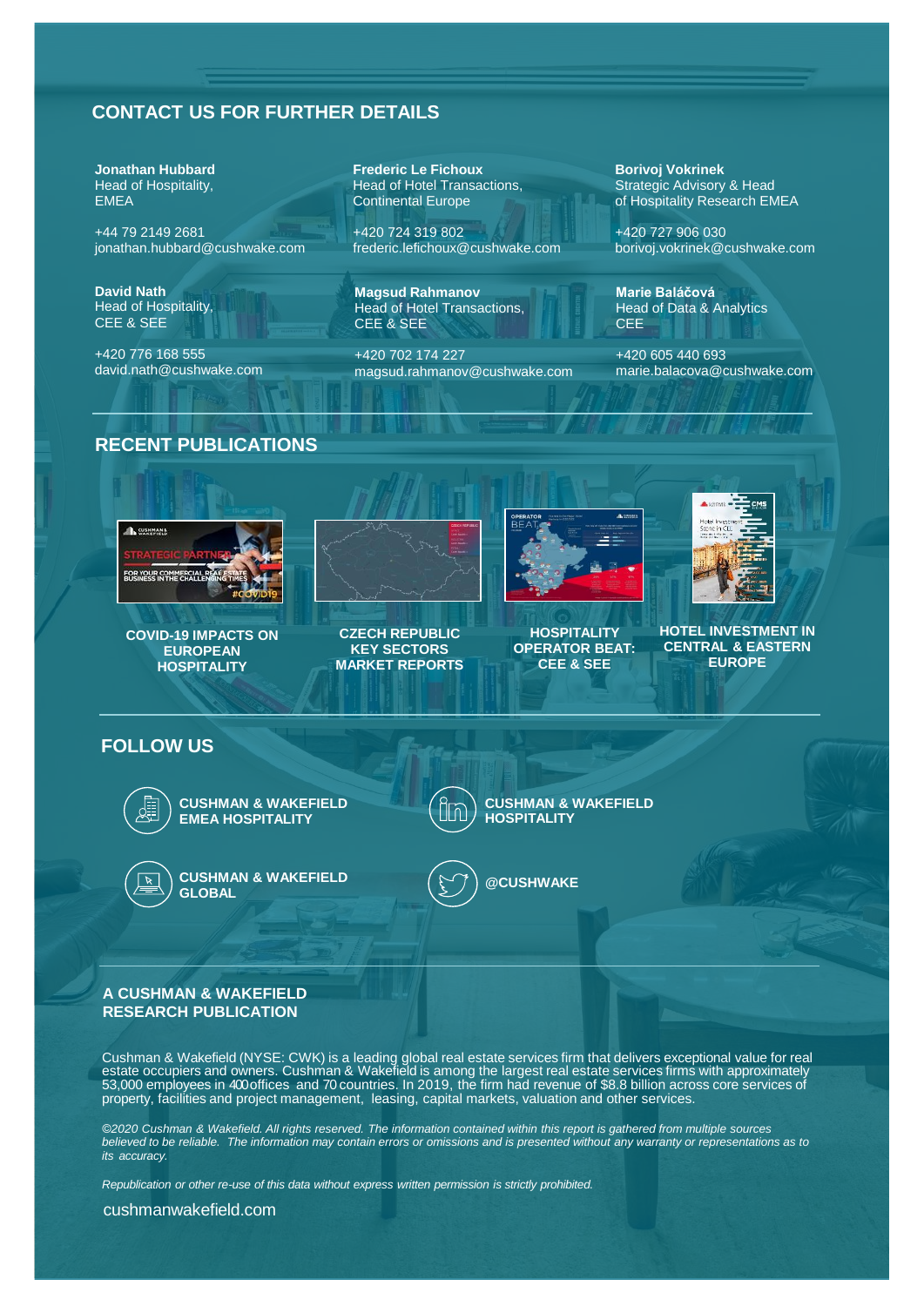## CONTACT US FOR FURTHER DETAILS

**Jonathan Hubbard**
Head of Hospitality,
EMEA

+44 79 2149 2681
jonathan.hubbard@cushwake.com

**Frederic Le Fichoux**
Head of Hotel Transactions,
Continental Europe

+420 724 319 802
frederic.lefichoux@cushwake.com

**Borivoj Vokrinek**
Strategic Advisory & Head
of Hospitality Research EMEA

+420 727 906 030
borivoj.vokrinek@cushwake.com

**David Nath**
Head of Hospitality,
CEE & SEE

+420 776 168 555
david.nath@cushwake.com

**Magsud Rahmanov**
Head of Hotel Transactions,
CEE & SEE

+420 702 174 227
magsud.rahmanov@cushwake.com

**Marie Baláčová**
Head of Data & Analytics
CEE

+420 605 440 693
marie.balacova@cushwake.com

## RECENT PUBLICATIONS

**COVID-19 IMPACTS ON EUROPEAN HOSPITALITY**

**CZECH REPUBLIC KEY SECTORS MARKET REPORTS**

**HOSPITALITY OPERATOR BEAT: CEE & SEE**

**HOTEL INVESTMENT IN CENTRAL & EASTERN EUROPE**

## FOLLOW US

**CUSHMAN & WAKEFIELD EMEA HOSPITALITY**

**CUSHMAN & WAKEFIELD HOSPITALITY**

**CUSHMAN & WAKEFIELD GLOBAL**

**@CUSHWAKE**

### A CUSHMAN & WAKEFIELD RESEARCH PUBLICATION

Cushman & Wakefield (NYSE: CWK) is a leading global real estate services firm that delivers exceptional value for real estate occupiers and owners. Cushman & Wakefield is among the largest real estate services firms with approximately 53,000 employees in 400 offices and 70 countries. In 2019, the firm had revenue of $8.8 billion across core services of property, facilities and project management, leasing, capital markets, valuation and other services.

*©2020 Cushman & Wakefield. All rights reserved. The information contained within this report is gathered from multiple sources believed to be reliable. The information may contain errors or omissions and is presented without any warranty or representations as to its accuracy.*

*Republication or other re-use of this data without express written permission is strictly prohibited.*

cushmanwakefield.com